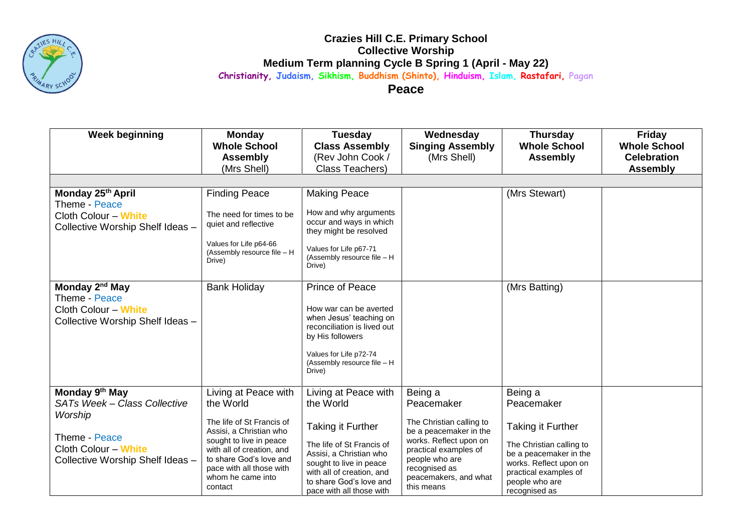# Crazies Hill C.E. Primary School

## Collective Worship

## Medium Term planning Cycle B Spring 1 (April - May 22)

Christianity, Judaism, Sikhism, Buddhism (Shinto), Hinduism, Islam, Rastafari, Pagan

## Peace

| Week beginning | Monday **Whole School Assembly** (Mrs Shell) | Tuesday **Class Assembly** (Rev John Cook / Class Teachers) | Wednesday **Singing Assembly** (Mrs Shell) | Thursday **Whole School Assembly** | Friday **Whole School Celebration Assembly** |
|---|---|---|---|---|---|
| | | | | | |
| **Monday 25th April**<br>Theme - Peace<br>Cloth Colour – **White**<br>Collective Worship Shelf Ideas – | Finding Peace<br><br>The need for times to be quiet and reflective<br><br>Values for Life p64-66 (Assembly resource file – H Drive) | Making Peace<br><br>How and why arguments occur and ways in which they might be resolved<br><br>Values for Life p67-71 (Assembly resource file – H Drive) | | (Mrs Stewart) | |
| **Monday 2nd May**<br>Theme - Peace<br>Cloth Colour – **White**<br>Collective Worship Shelf Ideas – | Bank Holiday | Prince of Peace<br><br>How war can be averted when Jesus' teaching on reconciliation is lived out by His followers<br><br>Values for Life p72-74 (Assembly resource file – H Drive) | | (Mrs Batting) | |
| **Monday 9th May**<br>*SATs Week – Class Collective Worship*<br><br>Theme - Peace<br>Cloth Colour – **White**<br>Collective Worship Shelf Ideas – | Living at Peace with the World<br><br>The life of St Francis of Assisi, a Christian who sought to live in peace with all of creation, and to share God's love and pace with all those with whom he came into contact | Living at Peace with the World<br><br>Taking it Further<br><br>The life of St Francis of Assisi, a Christian who sought to live in peace with all of creation, and to share God's love and pace with all those with | Being a Peacemaker<br><br>The Christian calling to be a peacemaker in the works. Reflect upon on practical examples of people who are recognised as peacemakers, and what this means | Being a Peacemaker<br><br>Taking it Further<br><br>The Christian calling to be a peacemaker in the works. Reflect upon on practical examples of people who are recognised as | |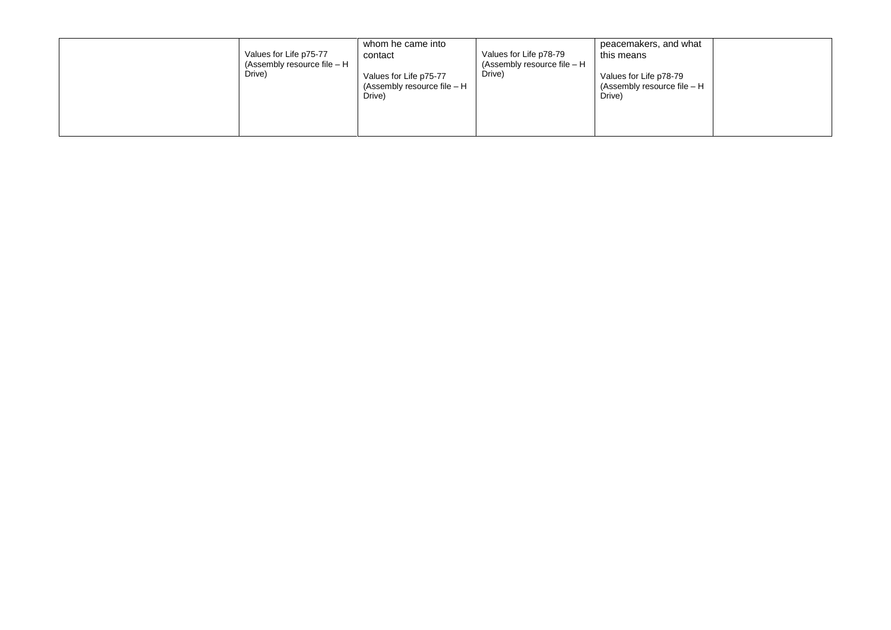| | | | | | |
|---|---|---|---|---|---|
| | Values for Life p75-77 (Assembly resource file – H Drive) | whom he came into contact<br><br>Values for Life p75-77 (Assembly resource file – H Drive) | Values for Life p78-79 (Assembly resource file – H Drive) | peacemakers, and what this means<br><br>Values for Life p78-79 (Assembly resource file – H Drive) | |